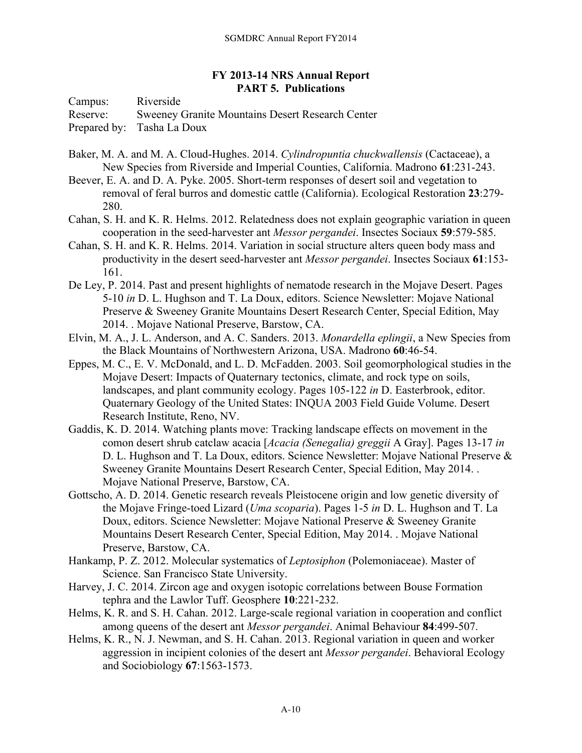**FY 2013-14 NRS Annual Report**
**PART 5. Publications**

Campus: Riverside
Reserve: Sweeney Granite Mountains Desert Research Center
Prepared by: Tasha La Doux

Baker, M. A. and M. A. Cloud-Hughes. 2014. *Cylindropuntia chuckwallensis* (Cactaceae), a New Species from Riverside and Imperial Counties, California. Madrono **61**:231-243.

Beever, E. A. and D. A. Pyke. 2005. Short-term responses of desert soil and vegetation to removal of feral burros and domestic cattle (California). Ecological Restoration **23**:279-280.

Cahan, S. H. and K. R. Helms. 2012. Relatedness does not explain geographic variation in queen cooperation in the seed-harvester ant *Messor pergandei*. Insectes Sociaux **59**:579-585.

Cahan, S. H. and K. R. Helms. 2014. Variation in social structure alters queen body mass and productivity in the desert seed-harvester ant *Messor pergandei*. Insectes Sociaux **61**:153-161.

De Ley, P. 2014. Past and present highlights of nematode research in the Mojave Desert. Pages 5-10 *in* D. L. Hughson and T. La Doux, editors. Science Newsletter: Mojave National Preserve & Sweeney Granite Mountains Desert Research Center, Special Edition, May 2014. . Mojave National Preserve, Barstow, CA.

Elvin, M. A., J. L. Anderson, and A. C. Sanders. 2013. *Monardella eplingii*, a New Species from the Black Mountains of Northwestern Arizona, USA. Madrono **60**:46-54.

Eppes, M. C., E. V. McDonald, and L. D. McFadden. 2003. Soil geomorphological studies in the Mojave Desert: Impacts of Quaternary tectonics, climate, and rock type on soils, landscapes, and plant community ecology. Pages 105-122 *in* D. Easterbrook, editor. Quaternary Geology of the United States: INQUA 2003 Field Guide Volume. Desert Research Institute, Reno, NV.

Gaddis, K. D. 2014. Watching plants move: Tracking landscape effects on movement in the comon desert shrub catclaw acacia [*Acacia (Senegalia) greggii* A Gray]. Pages 13-17 *in* D. L. Hughson and T. La Doux, editors. Science Newsletter: Mojave National Preserve & Sweeney Granite Mountains Desert Research Center, Special Edition, May 2014. . Mojave National Preserve, Barstow, CA.

Gottscho, A. D. 2014. Genetic research reveals Pleistocene origin and low genetic diversity of the Mojave Fringe-toed Lizard (*Uma scoparia*). Pages 1-5 *in* D. L. Hughson and T. La Doux, editors. Science Newsletter: Mojave National Preserve & Sweeney Granite Mountains Desert Research Center, Special Edition, May 2014. . Mojave National Preserve, Barstow, CA.

Hankamp, P. Z. 2012. Molecular systematics of *Leptosiphon* (Polemoniaceae). Master of Science. San Francisco State University.

Harvey, J. C. 2014. Zircon age and oxygen isotopic correlations between Bouse Formation tephra and the Lawlor Tuff. Geosphere **10**:221-232.

Helms, K. R. and S. H. Cahan. 2012. Large-scale regional variation in cooperation and conflict among queens of the desert ant *Messor pergandei*. Animal Behaviour **84**:499-507.

Helms, K. R., N. J. Newman, and S. H. Cahan. 2013. Regional variation in queen and worker aggression in incipient colonies of the desert ant *Messor pergandei*. Behavioral Ecology and Sociobiology **67**:1563-1573.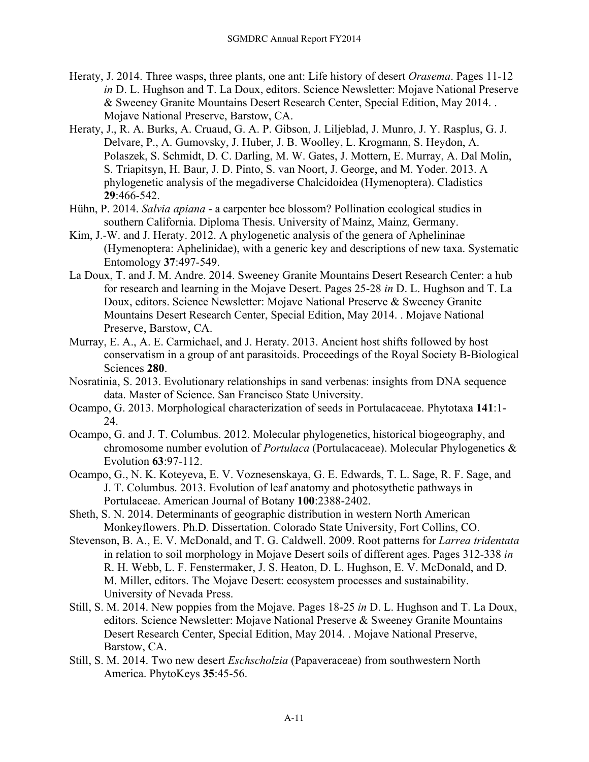Heraty, J. 2014. Three wasps, three plants, one ant: Life history of desert *Orasema*. Pages 11-12 *in* D. L. Hughson and T. La Doux, editors. Science Newsletter: Mojave National Preserve & Sweeney Granite Mountains Desert Research Center, Special Edition, May 2014. . Mojave National Preserve, Barstow, CA.

Heraty, J., R. A. Burks, A. Cruaud, G. A. P. Gibson, J. Liljeblad, J. Munro, J. Y. Rasplus, G. J. Delvare, P., A. Gumovsky, J. Huber, J. B. Woolley, L. Krogmann, S. Heydon, A. Polaszek, S. Schmidt, D. C. Darling, M. W. Gates, J. Mottern, E. Murray, A. Dal Molin, S. Triapitsyn, H. Baur, J. D. Pinto, S. van Noort, J. George, and M. Yoder. 2013. A phylogenetic analysis of the megadiverse Chalcidoidea (Hymenoptera). Cladistics **29**:466-542.

Hühn, P. 2014. *Salvia apiana* - a carpenter bee blossom? Pollination ecological studies in southern California. Diploma Thesis. University of Mainz, Mainz, Germany.

Kim, J.-W. and J. Heraty. 2012. A phylogenetic analysis of the genera of Aphelininae (Hymenoptera: Aphelinidae), with a generic key and descriptions of new taxa. Systematic Entomology **37**:497-549.

La Doux, T. and J. M. Andre. 2014. Sweeney Granite Mountains Desert Research Center: a hub for research and learning in the Mojave Desert. Pages 25-28 *in* D. L. Hughson and T. La Doux, editors. Science Newsletter: Mojave National Preserve & Sweeney Granite Mountains Desert Research Center, Special Edition, May 2014. . Mojave National Preserve, Barstow, CA.

Murray, E. A., A. E. Carmichael, and J. Heraty. 2013. Ancient host shifts followed by host conservatism in a group of ant parasitoids. Proceedings of the Royal Society B-Biological Sciences **280**.

Nosratinia, S. 2013. Evolutionary relationships in sand verbenas: insights from DNA sequence data. Master of Science. San Francisco State University.

Ocampo, G. 2013. Morphological characterization of seeds in Portulacaceae. Phytotaxa **141**:1-24.

Ocampo, G. and J. T. Columbus. 2012. Molecular phylogenetics, historical biogeography, and chromosome number evolution of *Portulaca* (Portulacaceae). Molecular Phylogenetics & Evolution **63**:97-112.

Ocampo, G., N. K. Koteyeva, E. V. Voznesenskaya, G. E. Edwards, T. L. Sage, R. F. Sage, and J. T. Columbus. 2013. Evolution of leaf anatomy and photosythetic pathways in Portulaceae. American Journal of Botany **100**:2388-2402.

Sheth, S. N. 2014. Determinants of geographic distribution in western North American Monkeyflowers. Ph.D. Dissertation. Colorado State University, Fort Collins, CO.

Stevenson, B. A., E. V. McDonald, and T. G. Caldwell. 2009. Root patterns for *Larrea tridentata* in relation to soil morphology in Mojave Desert soils of different ages. Pages 312-338 *in* R. H. Webb, L. F. Fenstermaker, J. S. Heaton, D. L. Hughson, E. V. McDonald, and D. M. Miller, editors. The Mojave Desert: ecosystem processes and sustainability. University of Nevada Press.

Still, S. M. 2014. New poppies from the Mojave. Pages 18-25 *in* D. L. Hughson and T. La Doux, editors. Science Newsletter: Mojave National Preserve & Sweeney Granite Mountains Desert Research Center, Special Edition, May 2014. . Mojave National Preserve, Barstow, CA.

Still, S. M. 2014. Two new desert *Eschscholzia* (Papaveraceae) from southwestern North America. PhytoKeys **35**:45-56.